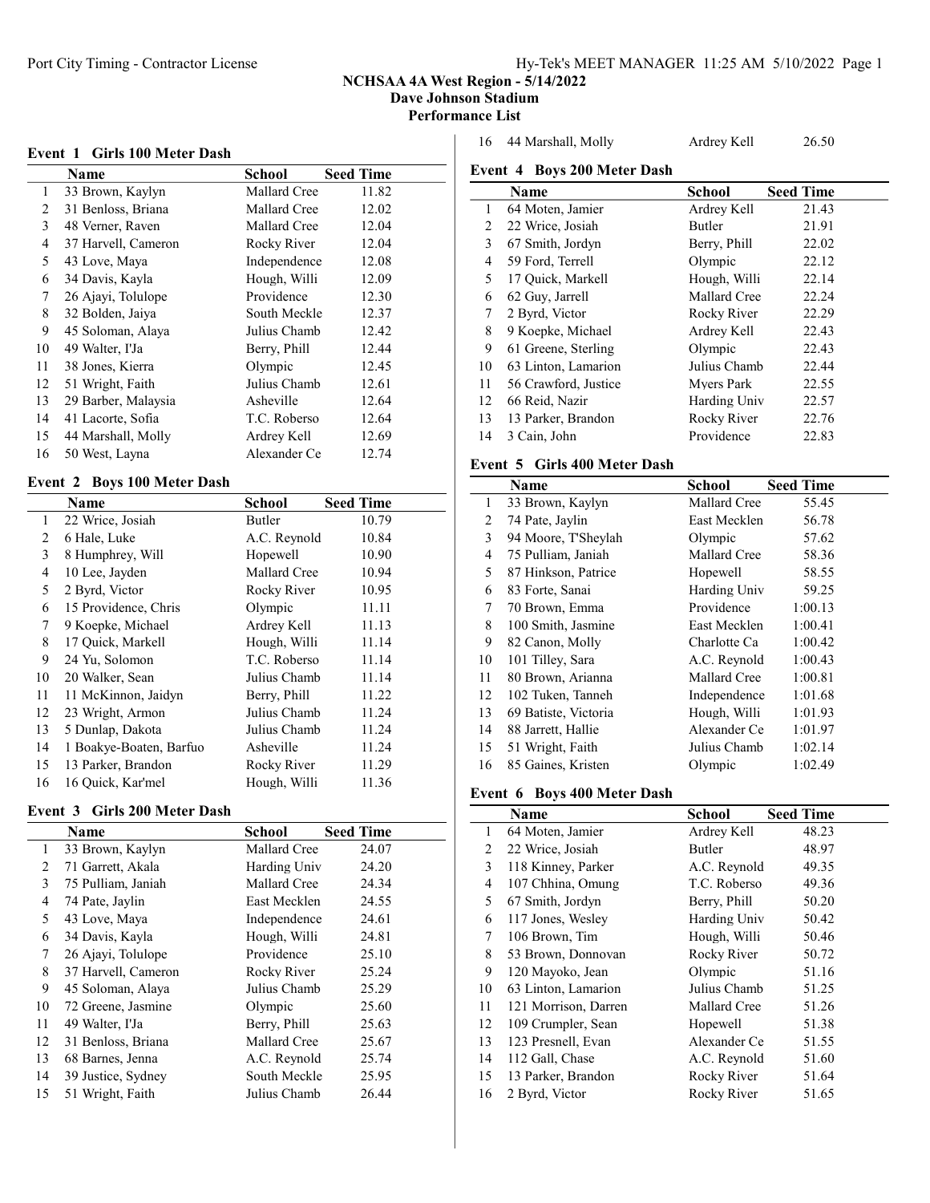# NCHSAA 4A West Region - 5/14/2022

**Dave Johnson Stadium**

**Performance List**

### Event 1 Girls 100 Meter Dash

| | Name | School | Seed Time |
|---|---|---|---|
| 1 | 33 Brown, Kaylyn | Mallard Cree | 11.82 |
| 2 | 31 Benloss, Briana | Mallard Cree | 12.02 |
| 3 | 48 Verner, Raven | Mallard Cree | 12.04 |
| 4 | 37 Harvell, Cameron | Rocky River | 12.04 |
| 5 | 43 Love, Maya | Independence | 12.08 |
| 6 | 34 Davis, Kayla | Hough, Willi | 12.09 |
| 7 | 26 Ajayi, Tolulope | Providence | 12.30 |
| 8 | 32 Bolden, Jaiya | South Meckle | 12.37 |
| 9 | 45 Soloman, Alaya | Julius Chamb | 12.42 |
| 10 | 49 Walter, I'Ja | Berry, Phill | 12.44 |
| 11 | 38 Jones, Kierra | Olympic | 12.45 |
| 12 | 51 Wright, Faith | Julius Chamb | 12.61 |
| 13 | 29 Barber, Malaysia | Asheville | 12.64 |
| 14 | 41 Lacorte, Sofia | T.C. Roberso | 12.64 |
| 15 | 44 Marshall, Molly | Ardrey Kell | 12.69 |
| 16 | 50 West, Layna | Alexander Ce | 12.74 |

### Event 2 Boys 100 Meter Dash

| | Name | School | Seed Time |
|---|---|---|---|
| 1 | 22 Wrice, Josiah | Butler | 10.79 |
| 2 | 6 Hale, Luke | A.C. Reynold | 10.84 |
| 3 | 8 Humphrey, Will | Hopewell | 10.90 |
| 4 | 10 Lee, Jayden | Mallard Cree | 10.94 |
| 5 | 2 Byrd, Victor | Rocky River | 10.95 |
| 6 | 15 Providence, Chris | Olympic | 11.11 |
| 7 | 9 Koepke, Michael | Ardrey Kell | 11.13 |
| 8 | 17 Quick, Markell | Hough, Willi | 11.14 |
| 9 | 24 Yu, Solomon | T.C. Roberso | 11.14 |
| 10 | 20 Walker, Sean | Julius Chamb | 11.14 |
| 11 | 11 McKinnon, Jaidyn | Berry, Phill | 11.22 |
| 12 | 23 Wright, Armon | Julius Chamb | 11.24 |
| 13 | 5 Dunlap, Dakota | Julius Chamb | 11.24 |
| 14 | 1 Boakye-Boaten, Barfuo | Asheville | 11.24 |
| 15 | 13 Parker, Brandon | Rocky River | 11.29 |
| 16 | 16 Quick, Kar'mel | Hough, Willi | 11.36 |

### Event 3 Girls 200 Meter Dash

| | Name | School | Seed Time |
|---|---|---|---|
| 1 | 33 Brown, Kaylyn | Mallard Cree | 24.07 |
| 2 | 71 Garrett, Akala | Harding Univ | 24.20 |
| 3 | 75 Pulliam, Janiah | Mallard Cree | 24.34 |
| 4 | 74 Pate, Jaylin | East Mecklen | 24.55 |
| 5 | 43 Love, Maya | Independence | 24.61 |
| 6 | 34 Davis, Kayla | Hough, Willi | 24.81 |
| 7 | 26 Ajayi, Tolulope | Providence | 25.10 |
| 8 | 37 Harvell, Cameron | Rocky River | 25.24 |
| 9 | 45 Soloman, Alaya | Julius Chamb | 25.29 |
| 10 | 72 Greene, Jasmine | Olympic | 25.60 |
| 11 | 49 Walter, I'Ja | Berry, Phill | 25.63 |
| 12 | 31 Benloss, Briana | Mallard Cree | 25.67 |
| 13 | 68 Barnes, Jenna | A.C. Reynold | 25.74 |
| 14 | 39 Justice, Sydney | South Meckle | 25.95 |
| 15 | 51 Wright, Faith | Julius Chamb | 26.44 |
| 16 | 44 Marshall, Molly | Ardrey Kell | 26.50 |

### Event 4 Boys 200 Meter Dash

| | Name | School | Seed Time |
|---|---|---|---|
| 1 | 64 Moten, Jamier | Ardrey Kell | 21.43 |
| 2 | 22 Wrice, Josiah | Butler | 21.91 |
| 3 | 67 Smith, Jordyn | Berry, Phill | 22.02 |
| 4 | 59 Ford, Terrell | Olympic | 22.12 |
| 5 | 17 Quick, Markell | Hough, Willi | 22.14 |
| 6 | 62 Guy, Jarrell | Mallard Cree | 22.24 |
| 7 | 2 Byrd, Victor | Rocky River | 22.29 |
| 8 | 9 Koepke, Michael | Ardrey Kell | 22.43 |
| 9 | 61 Greene, Sterling | Olympic | 22.43 |
| 10 | 63 Linton, Lamarion | Julius Chamb | 22.44 |
| 11 | 56 Crawford, Justice | Myers Park | 22.55 |
| 12 | 66 Reid, Nazir | Harding Univ | 22.57 |
| 13 | 13 Parker, Brandon | Rocky River | 22.76 |
| 14 | 3 Cain, John | Providence | 22.83 |

### Event 5 Girls 400 Meter Dash

| | Name | School | Seed Time |
|---|---|---|---|
| 1 | 33 Brown, Kaylyn | Mallard Cree | 55.45 |
| 2 | 74 Pate, Jaylin | East Mecklen | 56.78 |
| 3 | 94 Moore, T'Sheylah | Olympic | 57.62 |
| 4 | 75 Pulliam, Janiah | Mallard Cree | 58.36 |
| 5 | 87 Hinkson, Patrice | Hopewell | 58.55 |
| 6 | 83 Forte, Sanai | Harding Univ | 59.25 |
| 7 | 70 Brown, Emma | Providence | 1:00.13 |
| 8 | 100 Smith, Jasmine | East Mecklen | 1:00.41 |
| 9 | 82 Canon, Molly | Charlotte Ca | 1:00.42 |
| 10 | 101 Tilley, Sara | A.C. Reynold | 1:00.43 |
| 11 | 80 Brown, Arianna | Mallard Cree | 1:00.81 |
| 12 | 102 Tuken, Tanneh | Independence | 1:01.68 |
| 13 | 69 Batiste, Victoria | Hough, Willi | 1:01.93 |
| 14 | 88 Jarrett, Hallie | Alexander Ce | 1:01.97 |
| 15 | 51 Wright, Faith | Julius Chamb | 1:02.14 |
| 16 | 85 Gaines, Kristen | Olympic | 1:02.49 |

### Event 6 Boys 400 Meter Dash

| | Name | School | Seed Time |
|---|---|---|---|
| 1 | 64 Moten, Jamier | Ardrey Kell | 48.23 |
| 2 | 22 Wrice, Josiah | Butler | 48.97 |
| 3 | 118 Kinney, Parker | A.C. Reynold | 49.35 |
| 4 | 107 Chhina, Omung | T.C. Roberso | 49.36 |
| 5 | 67 Smith, Jordyn | Berry, Phill | 50.20 |
| 6 | 117 Jones, Wesley | Harding Univ | 50.42 |
| 7 | 106 Brown, Tim | Hough, Willi | 50.46 |
| 8 | 53 Brown, Donnovan | Rocky River | 50.72 |
| 9 | 120 Mayoko, Jean | Olympic | 51.16 |
| 10 | 63 Linton, Lamarion | Julius Chamb | 51.25 |
| 11 | 121 Morrison, Darren | Mallard Cree | 51.26 |
| 12 | 109 Crumpler, Sean | Hopewell | 51.38 |
| 13 | 123 Presnell, Evan | Alexander Ce | 51.55 |
| 14 | 112 Gall, Chase | A.C. Reynold | 51.60 |
| 15 | 13 Parker, Brandon | Rocky River | 51.64 |
| 16 | 2 Byrd, Victor | Rocky River | 51.65 |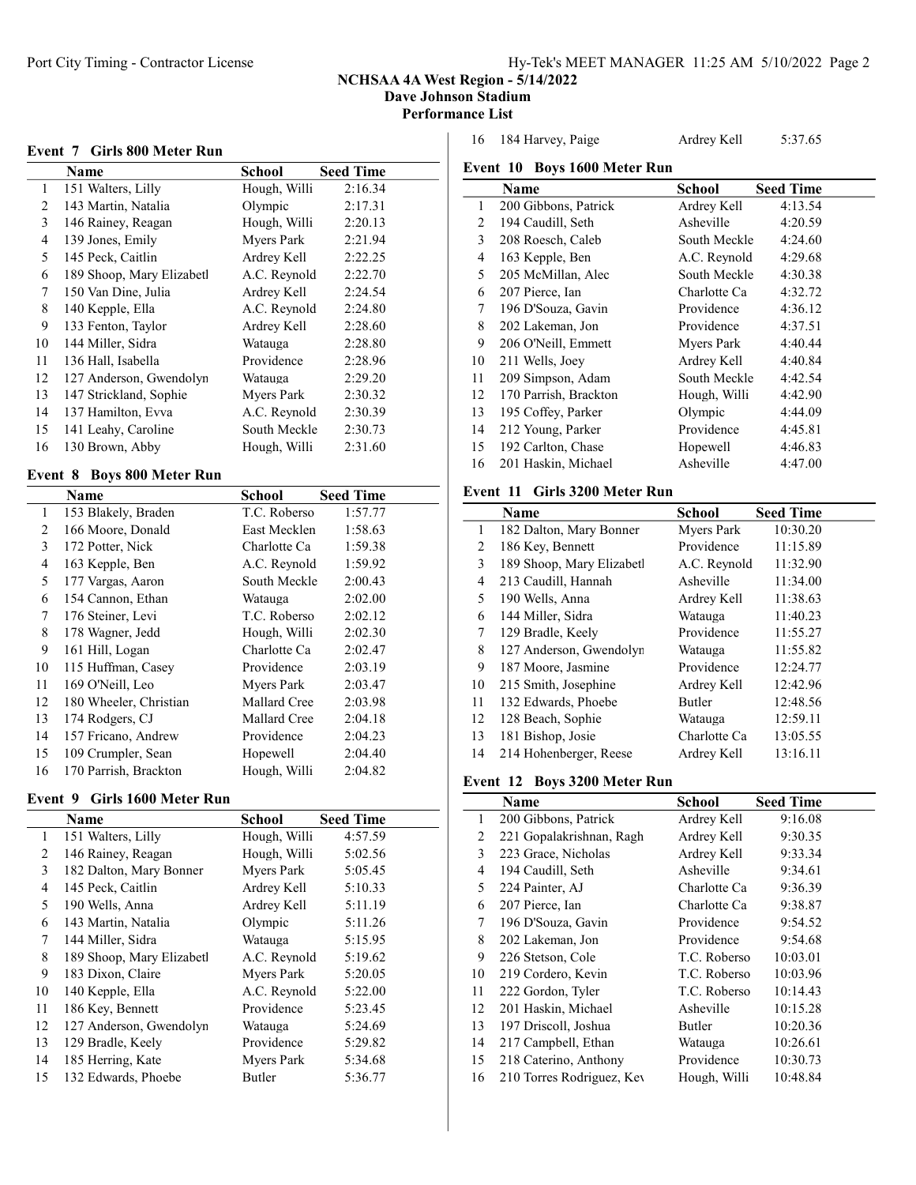## NCHSAA 4A West Region - 5/14/2022

**Dave Johnson Stadium**

**Performance List**

### Event 7 Girls 800 Meter Run

| | Name | School | Seed Time |
|---|---|---|---|
| 1 | 151 Walters, Lilly | Hough, Willi | 2:16.34 |
| 2 | 143 Martin, Natalia | Olympic | 2:17.31 |
| 3 | 146 Rainey, Reagan | Hough, Willi | 2:20.13 |
| 4 | 139 Jones, Emily | Myers Park | 2:21.94 |
| 5 | 145 Peck, Caitlin | Ardrey Kell | 2:22.25 |
| 6 | 189 Shoop, Mary Elizabetl | A.C. Reynold | 2:22.70 |
| 7 | 150 Van Dine, Julia | Ardrey Kell | 2:24.54 |
| 8 | 140 Kepple, Ella | A.C. Reynold | 2:24.80 |
| 9 | 133 Fenton, Taylor | Ardrey Kell | 2:28.60 |
| 10 | 144 Miller, Sidra | Watauga | 2:28.80 |
| 11 | 136 Hall, Isabella | Providence | 2:28.96 |
| 12 | 127 Anderson, Gwendolyn | Watauga | 2:29.20 |
| 13 | 147 Strickland, Sophie | Myers Park | 2:30.32 |
| 14 | 137 Hamilton, Evva | A.C. Reynold | 2:30.39 |
| 15 | 141 Leahy, Caroline | South Meckle | 2:30.73 |
| 16 | 130 Brown, Abby | Hough, Willi | 2:31.60 |

### Event 8 Boys 800 Meter Run

| | Name | School | Seed Time |
|---|---|---|---|
| 1 | 153 Blakely, Braden | T.C. Roberso | 1:57.77 |
| 2 | 166 Moore, Donald | East Mecklen | 1:58.63 |
| 3 | 172 Potter, Nick | Charlotte Ca | 1:59.38 |
| 4 | 163 Kepple, Ben | A.C. Reynold | 1:59.92 |
| 5 | 177 Vargas, Aaron | South Meckle | 2:00.43 |
| 6 | 154 Cannon, Ethan | Watauga | 2:02.00 |
| 7 | 176 Steiner, Levi | T.C. Roberso | 2:02.12 |
| 8 | 178 Wagner, Jedd | Hough, Willi | 2:02.30 |
| 9 | 161 Hill, Logan | Charlotte Ca | 2:02.47 |
| 10 | 115 Huffman, Casey | Providence | 2:03.19 |
| 11 | 169 O'Neill, Leo | Myers Park | 2:03.47 |
| 12 | 180 Wheeler, Christian | Mallard Cree | 2:03.98 |
| 13 | 174 Rodgers, CJ | Mallard Cree | 2:04.18 |
| 14 | 157 Fricano, Andrew | Providence | 2:04.23 |
| 15 | 109 Crumpler, Sean | Hopewell | 2:04.40 |
| 16 | 170 Parrish, Brackton | Hough, Willi | 2:04.82 |

### Event 9 Girls 1600 Meter Run

| | Name | School | Seed Time |
|---|---|---|---|
| 1 | 151 Walters, Lilly | Hough, Willi | 4:57.59 |
| 2 | 146 Rainey, Reagan | Hough, Willi | 5:02.56 |
| 3 | 182 Dalton, Mary Bonner | Myers Park | 5:05.45 |
| 4 | 145 Peck, Caitlin | Ardrey Kell | 5:10.33 |
| 5 | 190 Wells, Anna | Ardrey Kell | 5:11.19 |
| 6 | 143 Martin, Natalia | Olympic | 5:11.26 |
| 7 | 144 Miller, Sidra | Watauga | 5:15.95 |
| 8 | 189 Shoop, Mary Elizabetl | A.C. Reynold | 5:19.62 |
| 9 | 183 Dixon, Claire | Myers Park | 5:20.05 |
| 10 | 140 Kepple, Ella | A.C. Reynold | 5:22.00 |
| 11 | 186 Key, Bennett | Providence | 5:23.45 |
| 12 | 127 Anderson, Gwendolyn | Watauga | 5:24.69 |
| 13 | 129 Bradle, Keely | Providence | 5:29.82 |
| 14 | 185 Herring, Kate | Myers Park | 5:34.68 |
| 15 | 132 Edwards, Phoebe | Butler | 5:36.77 |
| 16 | 184 Harvey, Paige | Ardrey Kell | 5:37.65 |

### Event 10 Boys 1600 Meter Run

| | Name | School | Seed Time |
|---|---|---|---|
| 1 | 200 Gibbons, Patrick | Ardrey Kell | 4:13.54 |
| 2 | 194 Caudill, Seth | Asheville | 4:20.59 |
| 3 | 208 Roesch, Caleb | South Meckle | 4:24.60 |
| 4 | 163 Kepple, Ben | A.C. Reynold | 4:29.68 |
| 5 | 205 McMillan, Alec | South Meckle | 4:30.38 |
| 6 | 207 Pierce, Ian | Charlotte Ca | 4:32.72 |
| 7 | 196 D'Souza, Gavin | Providence | 4:36.12 |
| 8 | 202 Lakeman, Jon | Providence | 4:37.51 |
| 9 | 206 O'Neill, Emmett | Myers Park | 4:40.44 |
| 10 | 211 Wells, Joey | Ardrey Kell | 4:40.84 |
| 11 | 209 Simpson, Adam | South Meckle | 4:42.54 |
| 12 | 170 Parrish, Brackton | Hough, Willi | 4:42.90 |
| 13 | 195 Coffey, Parker | Olympic | 4:44.09 |
| 14 | 212 Young, Parker | Providence | 4:45.81 |
| 15 | 192 Carlton, Chase | Hopewell | 4:46.83 |
| 16 | 201 Haskin, Michael | Asheville | 4:47.00 |

### Event 11 Girls 3200 Meter Run

| | Name | School | Seed Time |
|---|---|---|---|
| 1 | 182 Dalton, Mary Bonner | Myers Park | 10:30.20 |
| 2 | 186 Key, Bennett | Providence | 11:15.89 |
| 3 | 189 Shoop, Mary Elizabetl | A.C. Reynold | 11:32.90 |
| 4 | 213 Caudill, Hannah | Asheville | 11:34.00 |
| 5 | 190 Wells, Anna | Ardrey Kell | 11:38.63 |
| 6 | 144 Miller, Sidra | Watauga | 11:40.23 |
| 7 | 129 Bradle, Keely | Providence | 11:55.27 |
| 8 | 127 Anderson, Gwendolyn | Watauga | 11:55.82 |
| 9 | 187 Moore, Jasmine | Providence | 12:24.77 |
| 10 | 215 Smith, Josephine | Ardrey Kell | 12:42.96 |
| 11 | 132 Edwards, Phoebe | Butler | 12:48.56 |
| 12 | 128 Beach, Sophie | Watauga | 12:59.11 |
| 13 | 181 Bishop, Josie | Charlotte Ca | 13:05.55 |
| 14 | 214 Hohenberger, Reese | Ardrey Kell | 13:16.11 |

### Event 12 Boys 3200 Meter Run

| | Name | School | Seed Time |
|---|---|---|---|
| 1 | 200 Gibbons, Patrick | Ardrey Kell | 9:16.08 |
| 2 | 221 Gopalakrishnan, Ragh | Ardrey Kell | 9:30.35 |
| 3 | 223 Grace, Nicholas | Ardrey Kell | 9:33.34 |
| 4 | 194 Caudill, Seth | Asheville | 9:34.61 |
| 5 | 224 Painter, AJ | Charlotte Ca | 9:36.39 |
| 6 | 207 Pierce, Ian | Charlotte Ca | 9:38.87 |
| 7 | 196 D'Souza, Gavin | Providence | 9:54.52 |
| 8 | 202 Lakeman, Jon | Providence | 9:54.68 |
| 9 | 226 Stetson, Cole | T.C. Roberso | 10:03.01 |
| 10 | 219 Cordero, Kevin | T.C. Roberso | 10:03.96 |
| 11 | 222 Gordon, Tyler | T.C. Roberso | 10:14.43 |
| 12 | 201 Haskin, Michael | Asheville | 10:15.28 |
| 13 | 197 Driscoll, Joshua | Butler | 10:20.36 |
| 14 | 217 Campbell, Ethan | Watauga | 10:26.61 |
| 15 | 218 Caterino, Anthony | Providence | 10:30.73 |
| 16 | 210 Torres Rodriguez, Kev | Hough, Willi | 10:48.84 |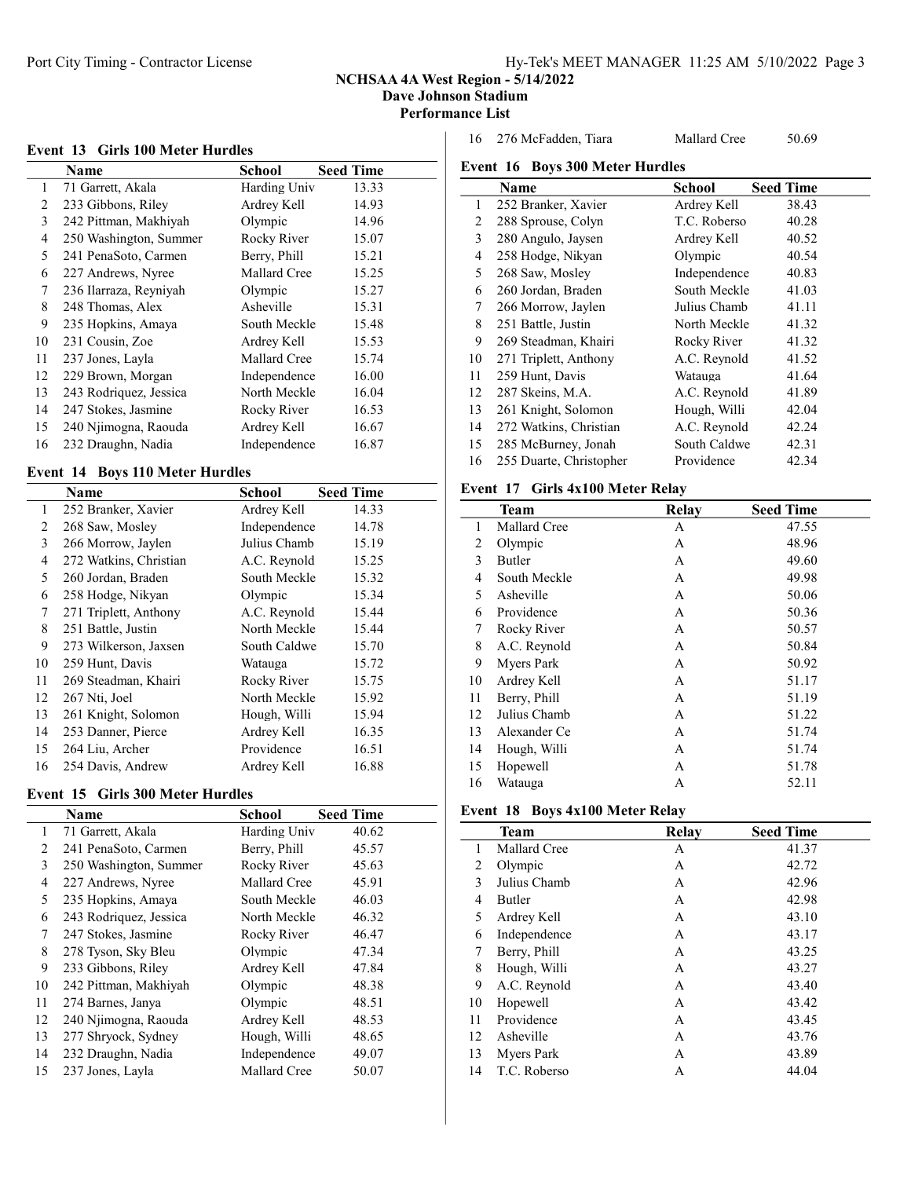# NCHSAA 4A West Region - 5/14/2022

**Dave Johnson Stadium**

**Performance List**

### Event 13 Girls 100 Meter Hurdles

| | Name | School | Seed Time |
|---|---|---|---|
| 1 | 71 Garrett, Akala | Harding Univ | 13.33 |
| 2 | 233 Gibbons, Riley | Ardrey Kell | 14.93 |
| 3 | 242 Pittman, Makhiyah | Olympic | 14.96 |
| 4 | 250 Washington, Summer | Rocky River | 15.07 |
| 5 | 241 PenaSoto, Carmen | Berry, Phill | 15.21 |
| 6 | 227 Andrews, Nyree | Mallard Cree | 15.25 |
| 7 | 236 Ilarraza, Reyniyah | Olympic | 15.27 |
| 8 | 248 Thomas, Alex | Asheville | 15.31 |
| 9 | 235 Hopkins, Amaya | South Meckle | 15.48 |
| 10 | 231 Cousin, Zoe | Ardrey Kell | 15.53 |
| 11 | 237 Jones, Layla | Mallard Cree | 15.74 |
| 12 | 229 Brown, Morgan | Independence | 16.00 |
| 13 | 243 Rodriquez, Jessica | North Meckle | 16.04 |
| 14 | 247 Stokes, Jasmine | Rocky River | 16.53 |
| 15 | 240 Njimogna, Raouda | Ardrey Kell | 16.67 |
| 16 | 232 Draughn, Nadia | Independence | 16.87 |

### Event 14 Boys 110 Meter Hurdles

| | Name | School | Seed Time |
|---|---|---|---|
| 1 | 252 Branker, Xavier | Ardrey Kell | 14.33 |
| 2 | 268 Saw, Mosley | Independence | 14.78 |
| 3 | 266 Morrow, Jaylen | Julius Chamb | 15.19 |
| 4 | 272 Watkins, Christian | A.C. Reynold | 15.25 |
| 5 | 260 Jordan, Braden | South Meckle | 15.32 |
| 6 | 258 Hodge, Nikyan | Olympic | 15.34 |
| 7 | 271 Triplett, Anthony | A.C. Reynold | 15.44 |
| 8 | 251 Battle, Justin | North Meckle | 15.44 |
| 9 | 273 Wilkerson, Jaxsen | South Caldwe | 15.70 |
| 10 | 259 Hunt, Davis | Watauga | 15.72 |
| 11 | 269 Steadman, Khairi | Rocky River | 15.75 |
| 12 | 267 Nti, Joel | North Meckle | 15.92 |
| 13 | 261 Knight, Solomon | Hough, Willi | 15.94 |
| 14 | 253 Danner, Pierce | Ardrey Kell | 16.35 |
| 15 | 264 Liu, Archer | Providence | 16.51 |
| 16 | 254 Davis, Andrew | Ardrey Kell | 16.88 |

### Event 15 Girls 300 Meter Hurdles

| | Name | School | Seed Time |
|---|---|---|---|
| 1 | 71 Garrett, Akala | Harding Univ | 40.62 |
| 2 | 241 PenaSoto, Carmen | Berry, Phill | 45.57 |
| 3 | 250 Washington, Summer | Rocky River | 45.63 |
| 4 | 227 Andrews, Nyree | Mallard Cree | 45.91 |
| 5 | 235 Hopkins, Amaya | South Meckle | 46.03 |
| 6 | 243 Rodriquez, Jessica | North Meckle | 46.32 |
| 7 | 247 Stokes, Jasmine | Rocky River | 46.47 |
| 8 | 278 Tyson, Sky Bleu | Olympic | 47.34 |
| 9 | 233 Gibbons, Riley | Ardrey Kell | 47.84 |
| 10 | 242 Pittman, Makhiyah | Olympic | 48.38 |
| 11 | 274 Barnes, Janya | Olympic | 48.51 |
| 12 | 240 Njimogna, Raouda | Ardrey Kell | 48.53 |
| 13 | 277 Shryock, Sydney | Hough, Willi | 48.65 |
| 14 | 232 Draughn, Nadia | Independence | 49.07 |
| 15 | 237 Jones, Layla | Mallard Cree | 50.07 |
| 16 | 276 McFadden, Tiara | Mallard Cree | 50.69 |

### Event 16 Boys 300 Meter Hurdles

| | Name | School | Seed Time |
|---|---|---|---|
| 1 | 252 Branker, Xavier | Ardrey Kell | 38.43 |
| 2 | 288 Sprouse, Colyn | T.C. Roberso | 40.28 |
| 3 | 280 Angulo, Jaysen | Ardrey Kell | 40.52 |
| 4 | 258 Hodge, Nikyan | Olympic | 40.54 |
| 5 | 268 Saw, Mosley | Independence | 40.83 |
| 6 | 260 Jordan, Braden | South Meckle | 41.03 |
| 7 | 266 Morrow, Jaylen | Julius Chamb | 41.11 |
| 8 | 251 Battle, Justin | North Meckle | 41.32 |
| 9 | 269 Steadman, Khairi | Rocky River | 41.32 |
| 10 | 271 Triplett, Anthony | A.C. Reynold | 41.52 |
| 11 | 259 Hunt, Davis | Watauga | 41.64 |
| 12 | 287 Skeins, M.A. | A.C. Reynold | 41.89 |
| 13 | 261 Knight, Solomon | Hough, Willi | 42.04 |
| 14 | 272 Watkins, Christian | A.C. Reynold | 42.24 |
| 15 | 285 McBurney, Jonah | South Caldwe | 42.31 |
| 16 | 255 Duarte, Christopher | Providence | 42.34 |

### Event 17 Girls 4x100 Meter Relay

| | Team | Relay | Seed Time |
|---|---|---|---|
| 1 | Mallard Cree | A | 47.55 |
| 2 | Olympic | A | 48.96 |
| 3 | Butler | A | 49.60 |
| 4 | South Meckle | A | 49.98 |
| 5 | Asheville | A | 50.06 |
| 6 | Providence | A | 50.36 |
| 7 | Rocky River | A | 50.57 |
| 8 | A.C. Reynold | A | 50.84 |
| 9 | Myers Park | A | 50.92 |
| 10 | Ardrey Kell | A | 51.17 |
| 11 | Berry, Phill | A | 51.19 |
| 12 | Julius Chamb | A | 51.22 |
| 13 | Alexander Ce | A | 51.74 |
| 14 | Hough, Willi | A | 51.74 |
| 15 | Hopewell | A | 51.78 |
| 16 | Watauga | A | 52.11 |

### Event 18 Boys 4x100 Meter Relay

| | Team | Relay | Seed Time |
|---|---|---|---|
| 1 | Mallard Cree | A | 41.37 |
| 2 | Olympic | A | 42.72 |
| 3 | Julius Chamb | A | 42.96 |
| 4 | Butler | A | 42.98 |
| 5 | Ardrey Kell | A | 43.10 |
| 6 | Independence | A | 43.17 |
| 7 | Berry, Phill | A | 43.25 |
| 8 | Hough, Willi | A | 43.27 |
| 9 | A.C. Reynold | A | 43.40 |
| 10 | Hopewell | A | 43.42 |
| 11 | Providence | A | 43.45 |
| 12 | Asheville | A | 43.76 |
| 13 | Myers Park | A | 43.89 |
| 14 | T.C. Roberso | A | 44.04 |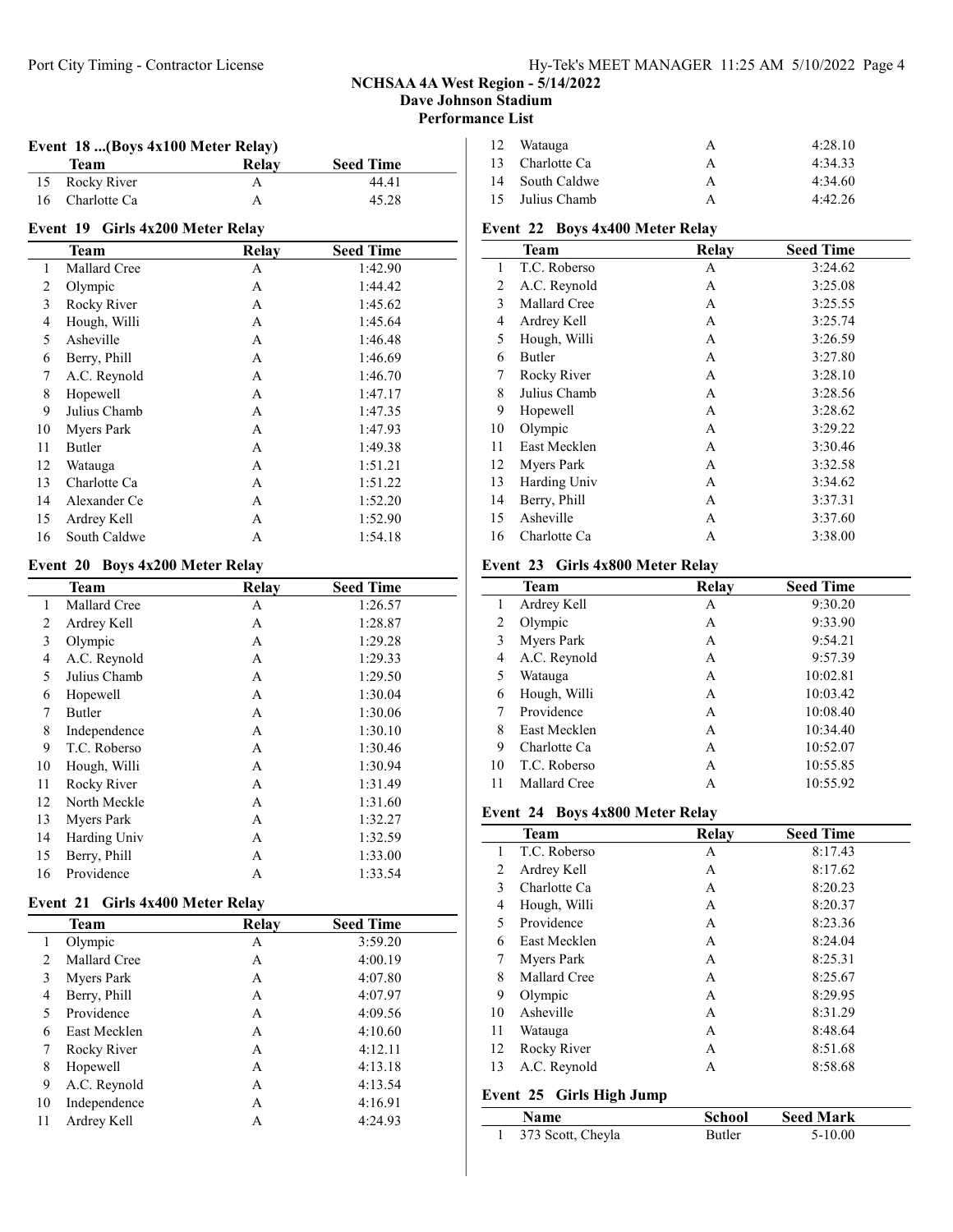# NCHSAA 4A West Region - 5/14/2022

## Dave Johnson Stadium

## Performance List

### Event 18 ...(Boys 4x100 Meter Relay)

| | Team | Relay | Seed Time |
|---|---|---|---|
| 15 | Rocky River | A | 44.41 |
| 16 | Charlotte Ca | A | 45.28 |

### Event 19 Girls 4x200 Meter Relay

| | Team | Relay | Seed Time |
|---|---|---|---|
| 1 | Mallard Cree | A | 1:42.90 |
| 2 | Olympic | A | 1:44.42 |
| 3 | Rocky River | A | 1:45.62 |
| 4 | Hough, Willi | A | 1:45.64 |
| 5 | Asheville | A | 1:46.48 |
| 6 | Berry, Phill | A | 1:46.69 |
| 7 | A.C. Reynold | A | 1:46.70 |
| 8 | Hopewell | A | 1:47.17 |
| 9 | Julius Chamb | A | 1:47.35 |
| 10 | Myers Park | A | 1:47.93 |
| 11 | Butler | A | 1:49.38 |
| 12 | Watauga | A | 1:51.21 |
| 13 | Charlotte Ca | A | 1:51.22 |
| 14 | Alexander Ce | A | 1:52.20 |
| 15 | Ardrey Kell | A | 1:52.90 |
| 16 | South Caldwe | A | 1:54.18 |

### Event 20 Boys 4x200 Meter Relay

| | Team | Relay | Seed Time |
|---|---|---|---|
| 1 | Mallard Cree | A | 1:26.57 |
| 2 | Ardrey Kell | A | 1:28.87 |
| 3 | Olympic | A | 1:29.28 |
| 4 | A.C. Reynold | A | 1:29.33 |
| 5 | Julius Chamb | A | 1:29.50 |
| 6 | Hopewell | A | 1:30.04 |
| 7 | Butler | A | 1:30.06 |
| 8 | Independence | A | 1:30.10 |
| 9 | T.C. Roberso | A | 1:30.46 |
| 10 | Hough, Willi | A | 1:30.94 |
| 11 | Rocky River | A | 1:31.49 |
| 12 | North Meckle | A | 1:31.60 |
| 13 | Myers Park | A | 1:32.27 |
| 14 | Harding Univ | A | 1:32.59 |
| 15 | Berry, Phill | A | 1:33.00 |
| 16 | Providence | A | 1:33.54 |

### Event 21 Girls 4x400 Meter Relay

| | Team | Relay | Seed Time |
|---|---|---|---|
| 1 | Olympic | A | 3:59.20 |
| 2 | Mallard Cree | A | 4:00.19 |
| 3 | Myers Park | A | 4:07.80 |
| 4 | Berry, Phill | A | 4:07.97 |
| 5 | Providence | A | 4:09.56 |
| 6 | East Mecklen | A | 4:10.60 |
| 7 | Rocky River | A | 4:12.11 |
| 8 | Hopewell | A | 4:13.18 |
| 9 | A.C. Reynold | A | 4:13.54 |
| 10 | Independence | A | 4:16.91 |
| 11 | Ardrey Kell | A | 4:24.93 |
| 12 | Watauga | A | 4:28.10 |
| 13 | Charlotte Ca | A | 4:34.33 |
| 14 | South Caldwe | A | 4:34.60 |
| 15 | Julius Chamb | A | 4:42.26 |

### Event 22 Boys 4x400 Meter Relay

| | Team | Relay | Seed Time |
|---|---|---|---|
| 1 | T.C. Roberso | A | 3:24.62 |
| 2 | A.C. Reynold | A | 3:25.08 |
| 3 | Mallard Cree | A | 3:25.55 |
| 4 | Ardrey Kell | A | 3:25.74 |
| 5 | Hough, Willi | A | 3:26.59 |
| 6 | Butler | A | 3:27.80 |
| 7 | Rocky River | A | 3:28.10 |
| 8 | Julius Chamb | A | 3:28.56 |
| 9 | Hopewell | A | 3:28.62 |
| 10 | Olympic | A | 3:29.22 |
| 11 | East Mecklen | A | 3:30.46 |
| 12 | Myers Park | A | 3:32.58 |
| 13 | Harding Univ | A | 3:34.62 |
| 14 | Berry, Phill | A | 3:37.31 |
| 15 | Asheville | A | 3:37.60 |
| 16 | Charlotte Ca | A | 3:38.00 |

### Event 23 Girls 4x800 Meter Relay

| | Team | Relay | Seed Time |
|---|---|---|---|
| 1 | Ardrey Kell | A | 9:30.20 |
| 2 | Olympic | A | 9:33.90 |
| 3 | Myers Park | A | 9:54.21 |
| 4 | A.C. Reynold | A | 9:57.39 |
| 5 | Watauga | A | 10:02.81 |
| 6 | Hough, Willi | A | 10:03.42 |
| 7 | Providence | A | 10:08.40 |
| 8 | East Mecklen | A | 10:34.40 |
| 9 | Charlotte Ca | A | 10:52.07 |
| 10 | T.C. Roberso | A | 10:55.85 |
| 11 | Mallard Cree | A | 10:55.92 |

### Event 24 Boys 4x800 Meter Relay

| | Team | Relay | Seed Time |
|---|---|---|---|
| 1 | T.C. Roberso | A | 8:17.43 |
| 2 | Ardrey Kell | A | 8:17.62 |
| 3 | Charlotte Ca | A | 8:20.23 |
| 4 | Hough, Willi | A | 8:20.37 |
| 5 | Providence | A | 8:23.36 |
| 6 | East Mecklen | A | 8:24.04 |
| 7 | Myers Park | A | 8:25.31 |
| 8 | Mallard Cree | A | 8:25.67 |
| 9 | Olympic | A | 8:29.95 |
| 10 | Asheville | A | 8:31.29 |
| 11 | Watauga | A | 8:48.64 |
| 12 | Rocky River | A | 8:51.68 |
| 13 | A.C. Reynold | A | 8:58.68 |

### Event 25 Girls High Jump

| | Name | School | Seed Mark |
|---|---|---|---|
| 1 | 373 Scott, Cheyla | Butler | 5-10.00 |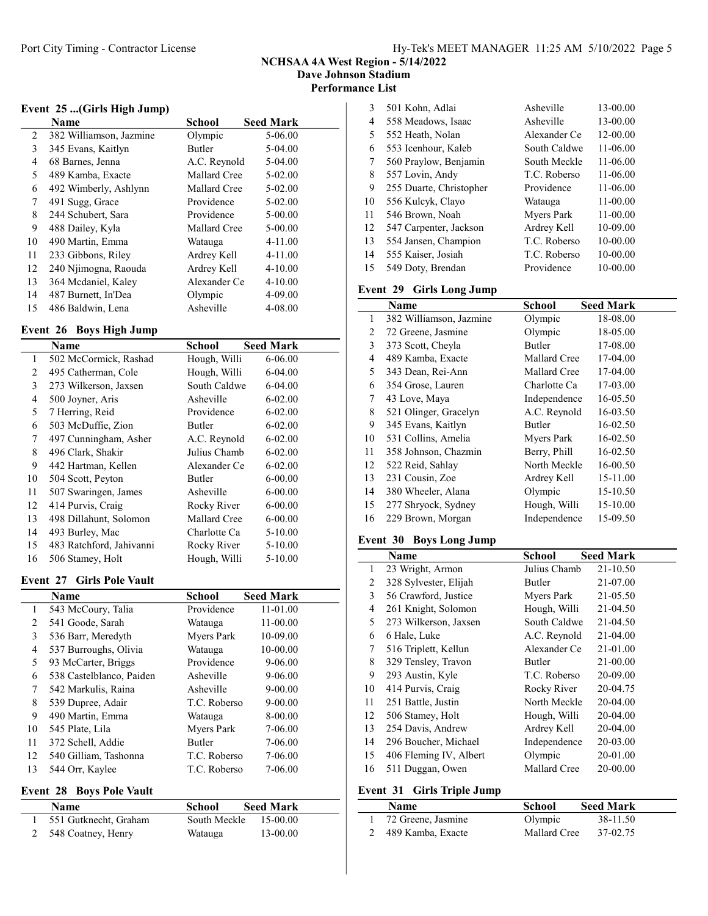**NCHSAA 4A West Region - 5/14/2022**
**Dave Johnson Stadium**
**Performance List**

### Event 25 ...(Girls High Jump)

| | Name | School | Seed Mark |
|---|---|---|---|
| 2 | 382 Williamson, Jazmine | Olympic | 5-06.00 |
| 3 | 345 Evans, Kaitlyn | Butler | 5-04.00 |
| 4 | 68 Barnes, Jenna | A.C. Reynold | 5-04.00 |
| 5 | 489 Kamba, Exacte | Mallard Cree | 5-02.00 |
| 6 | 492 Wimberly, Ashlynn | Mallard Cree | 5-02.00 |
| 7 | 491 Sugg, Grace | Providence | 5-02.00 |
| 8 | 244 Schubert, Sara | Providence | 5-00.00 |
| 9 | 488 Dailey, Kyla | Mallard Cree | 5-00.00 |
| 10 | 490 Martin, Emma | Watauga | 4-11.00 |
| 11 | 233 Gibbons, Riley | Ardrey Kell | 4-11.00 |
| 12 | 240 Njimogna, Raouda | Ardrey Kell | 4-10.00 |
| 13 | 364 Mcdaniel, Kaley | Alexander Ce | 4-10.00 |
| 14 | 487 Burnett, In'Dea | Olympic | 4-09.00 |
| 15 | 486 Baldwin, Lena | Asheville | 4-08.00 |

### Event 26 Boys High Jump

| | Name | School | Seed Mark |
|---|---|---|---|
| 1 | 502 McCormick, Rashad | Hough, Willi | 6-06.00 |
| 2 | 495 Catherman, Cole | Hough, Willi | 6-04.00 |
| 3 | 273 Wilkerson, Jaxsen | South Caldwe | 6-04.00 |
| 4 | 500 Joyner, Aris | Asheville | 6-02.00 |
| 5 | 7 Herring, Reid | Providence | 6-02.00 |
| 6 | 503 McDuffie, Zion | Butler | 6-02.00 |
| 7 | 497 Cunningham, Asher | A.C. Reynold | 6-02.00 |
| 8 | 496 Clark, Shakir | Julius Chamb | 6-02.00 |
| 9 | 442 Hartman, Kellen | Alexander Ce | 6-02.00 |
| 10 | 504 Scott, Peyton | Butler | 6-00.00 |
| 11 | 507 Swaringen, James | Asheville | 6-00.00 |
| 12 | 414 Purvis, Craig | Rocky River | 6-00.00 |
| 13 | 498 Dillahunt, Solomon | Mallard Cree | 6-00.00 |
| 14 | 493 Burley, Mac | Charlotte Ca | 5-10.00 |
| 15 | 483 Ratchford, Jahivanni | Rocky River | 5-10.00 |
| 16 | 506 Stamey, Holt | Hough, Willi | 5-10.00 |

### Event 27 Girls Pole Vault

| | Name | School | Seed Mark |
|---|---|---|---|
| 1 | 543 McCoury, Talia | Providence | 11-01.00 |
| 2 | 541 Goode, Sarah | Watauga | 11-00.00 |
| 3 | 536 Barr, Meredyth | Myers Park | 10-09.00 |
| 4 | 537 Burroughs, Olivia | Watauga | 10-00.00 |
| 5 | 93 McCarter, Briggs | Providence | 9-06.00 |
| 6 | 538 Castelblanco, Paiden | Asheville | 9-06.00 |
| 7 | 542 Markulis, Raina | Asheville | 9-00.00 |
| 8 | 539 Dupree, Adair | T.C. Roberso | 9-00.00 |
| 9 | 490 Martin, Emma | Watauga | 8-00.00 |
| 10 | 545 Plate, Lila | Myers Park | 7-06.00 |
| 11 | 372 Schell, Addie | Butler | 7-06.00 |
| 12 | 540 Gilliam, Tashonna | T.C. Roberso | 7-06.00 |
| 13 | 544 Orr, Kaylee | T.C. Roberso | 7-06.00 |

### Event 28 Boys Pole Vault

| | Name | School | Seed Mark |
|---|---|---|---|
| 1 | 551 Gutknecht, Graham | South Meckle | 15-00.00 |
| 2 | 548 Coatney, Henry | Watauga | 13-00.00 |
| 3 | 501 Kohn, Adlai | Asheville | 13-00.00 |
| 4 | 558 Meadows, Isaac | Asheville | 13-00.00 |
| 5 | 552 Heath, Nolan | Alexander Ce | 12-00.00 |
| 6 | 553 Icenhour, Kaleb | South Caldwe | 11-06.00 |
| 7 | 560 Praylow, Benjamin | South Meckle | 11-06.00 |
| 8 | 557 Lovin, Andy | T.C. Roberso | 11-06.00 |
| 9 | 255 Duarte, Christopher | Providence | 11-06.00 |
| 10 | 556 Kulcyk, Clayo | Watauga | 11-00.00 |
| 11 | 546 Brown, Noah | Myers Park | 11-00.00 |
| 12 | 547 Carpenter, Jackson | Ardrey Kell | 10-09.00 |
| 13 | 554 Jansen, Champion | T.C. Roberso | 10-00.00 |
| 14 | 555 Kaiser, Josiah | T.C. Roberso | 10-00.00 |
| 15 | 549 Doty, Brendan | Providence | 10-00.00 |

### Event 29 Girls Long Jump

| | Name | School | Seed Mark |
|---|---|---|---|
| 1 | 382 Williamson, Jazmine | Olympic | 18-08.00 |
| 2 | 72 Greene, Jasmine | Olympic | 18-05.00 |
| 3 | 373 Scott, Cheyla | Butler | 17-08.00 |
| 4 | 489 Kamba, Exacte | Mallard Cree | 17-04.00 |
| 5 | 343 Dean, Rei-Ann | Mallard Cree | 17-04.00 |
| 6 | 354 Grose, Lauren | Charlotte Ca | 17-03.00 |
| 7 | 43 Love, Maya | Independence | 16-05.50 |
| 8 | 521 Olinger, Gracelyn | A.C. Reynold | 16-03.50 |
| 9 | 345 Evans, Kaitlyn | Butler | 16-02.50 |
| 10 | 531 Collins, Amelia | Myers Park | 16-02.50 |
| 11 | 358 Johnson, Chazmin | Berry, Phill | 16-02.50 |
| 12 | 522 Reid, Sahlay | North Meckle | 16-00.50 |
| 13 | 231 Cousin, Zoe | Ardrey Kell | 15-11.00 |
| 14 | 380 Wheeler, Alana | Olympic | 15-10.50 |
| 15 | 277 Shryock, Sydney | Hough, Willi | 15-10.00 |
| 16 | 229 Brown, Morgan | Independence | 15-09.50 |

### Event 30 Boys Long Jump

| | Name | School | Seed Mark |
|---|---|---|---|
| 1 | 23 Wright, Armon | Julius Chamb | 21-10.50 |
| 2 | 328 Sylvester, Elijah | Butler | 21-07.00 |
| 3 | 56 Crawford, Justice | Myers Park | 21-05.50 |
| 4 | 261 Knight, Solomon | Hough, Willi | 21-04.50 |
| 5 | 273 Wilkerson, Jaxsen | South Caldwe | 21-04.50 |
| 6 | 6 Hale, Luke | A.C. Reynold | 21-04.00 |
| 7 | 516 Triplett, Kellun | Alexander Ce | 21-01.00 |
| 8 | 329 Tensley, Travon | Butler | 21-00.00 |
| 9 | 293 Austin, Kyle | T.C. Roberso | 20-09.00 |
| 10 | 414 Purvis, Craig | Rocky River | 20-04.75 |
| 11 | 251 Battle, Justin | North Meckle | 20-04.00 |
| 12 | 506 Stamey, Holt | Hough, Willi | 20-04.00 |
| 13 | 254 Davis, Andrew | Ardrey Kell | 20-04.00 |
| 14 | 296 Boucher, Michael | Independence | 20-03.00 |
| 15 | 406 Fleming IV, Albert | Olympic | 20-01.00 |
| 16 | 511 Duggan, Owen | Mallard Cree | 20-00.00 |

### Event 31 Girls Triple Jump

| | Name | School | Seed Mark |
|---|---|---|---|
| 1 | 72 Greene, Jasmine | Olympic | 38-11.50 |
| 2 | 489 Kamba, Exacte | Mallard Cree | 37-02.75 |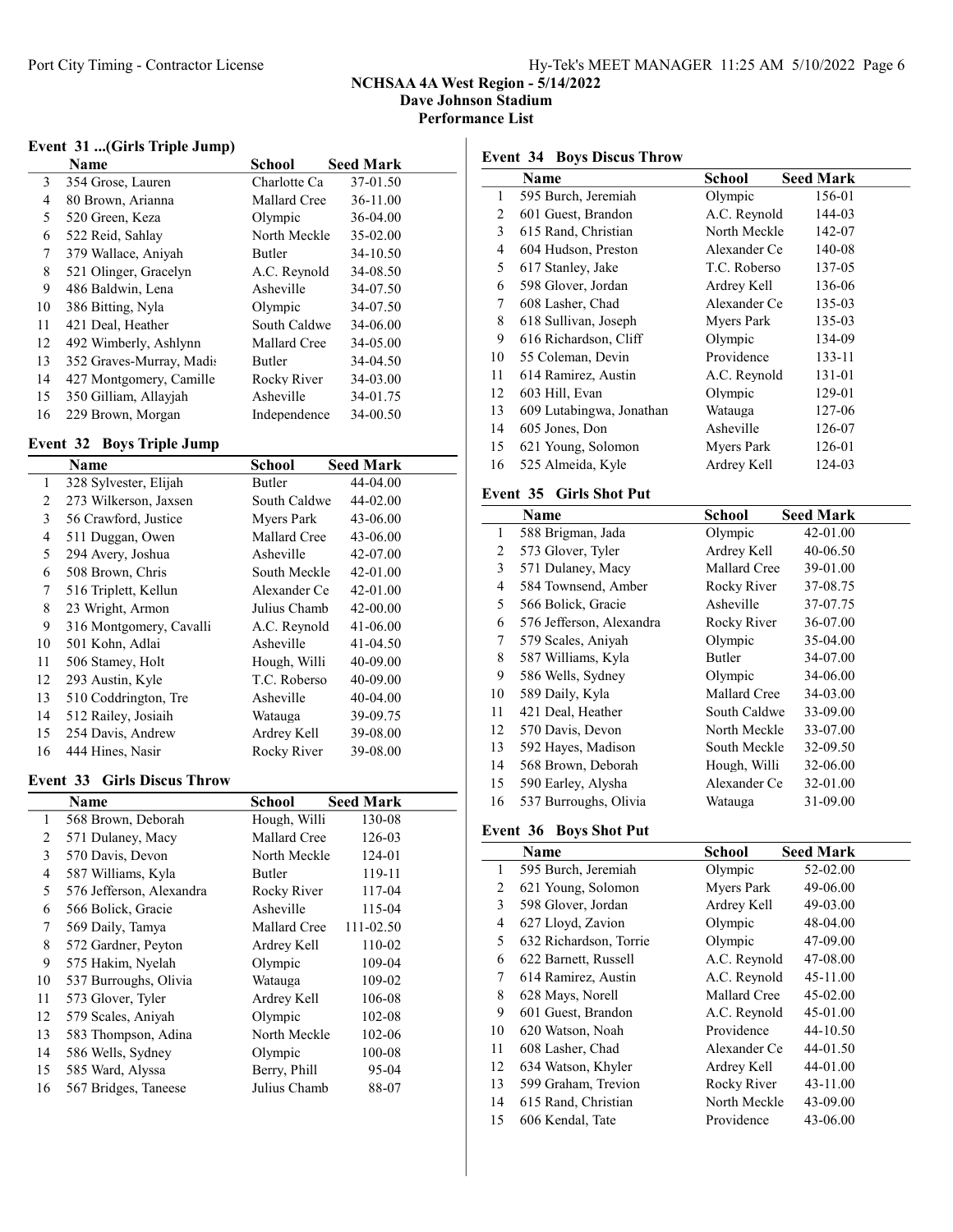**NCHSAA 4A West Region - 5/14/2022**
**Dave Johnson Stadium**
**Performance List**

### Event 31 ...(Girls Triple Jump)

| | Name | School | Seed Mark |
|---|---|---|---|
| 3 | 354 Grose, Lauren | Charlotte Ca | 37-01.50 |
| 4 | 80 Brown, Arianna | Mallard Cree | 36-11.00 |
| 5 | 520 Green, Keza | Olympic | 36-04.00 |
| 6 | 522 Reid, Sahlay | North Meckle | 35-02.00 |
| 7 | 379 Wallace, Aniyah | Butler | 34-10.50 |
| 8 | 521 Olinger, Gracelyn | A.C. Reynold | 34-08.50 |
| 9 | 486 Baldwin, Lena | Asheville | 34-07.50 |
| 10 | 386 Bitting, Nyla | Olympic | 34-07.50 |
| 11 | 421 Deal, Heather | South Caldwe | 34-06.00 |
| 12 | 492 Wimberly, Ashlynn | Mallard Cree | 34-05.00 |
| 13 | 352 Graves-Murray, Madis | Butler | 34-04.50 |
| 14 | 427 Montgomery, Camille | Rocky River | 34-03.00 |
| 15 | 350 Gilliam, Allayjah | Asheville | 34-01.75 |
| 16 | 229 Brown, Morgan | Independence | 34-00.50 |

### Event 32 Boys Triple Jump

| | Name | School | Seed Mark |
|---|---|---|---|
| 1 | 328 Sylvester, Elijah | Butler | 44-04.00 |
| 2 | 273 Wilkerson, Jaxsen | South Caldwe | 44-02.00 |
| 3 | 56 Crawford, Justice | Myers Park | 43-06.00 |
| 4 | 511 Duggan, Owen | Mallard Cree | 43-06.00 |
| 5 | 294 Avery, Joshua | Asheville | 42-07.00 |
| 6 | 508 Brown, Chris | South Meckle | 42-01.00 |
| 7 | 516 Triplett, Kellun | Alexander Ce | 42-01.00 |
| 8 | 23 Wright, Armon | Julius Chamb | 42-00.00 |
| 9 | 316 Montgomery, Cavalli | A.C. Reynold | 41-06.00 |
| 10 | 501 Kohn, Adlai | Asheville | 41-04.50 |
| 11 | 506 Stamey, Holt | Hough, Willi | 40-09.00 |
| 12 | 293 Austin, Kyle | T.C. Roberso | 40-09.00 |
| 13 | 510 Coddrington, Tre | Asheville | 40-04.00 |
| 14 | 512 Railey, Josiah | Watauga | 39-09.75 |
| 15 | 254 Davis, Andrew | Ardrey Kell | 39-08.00 |
| 16 | 444 Hines, Nasir | Rocky River | 39-08.00 |

### Event 33 Girls Discus Throw

| | Name | School | Seed Mark |
|---|---|---|---|
| 1 | 568 Brown, Deborah | Hough, Willi | 130-08 |
| 2 | 571 Dulaney, Macy | Mallard Cree | 126-03 |
| 3 | 570 Davis, Devon | North Meckle | 124-01 |
| 4 | 587 Williams, Kyla | Butler | 119-11 |
| 5 | 576 Jefferson, Alexandra | Rocky River | 117-04 |
| 6 | 566 Bolick, Gracie | Asheville | 115-04 |
| 7 | 569 Daily, Tamya | Mallard Cree | 111-02.50 |
| 8 | 572 Gardner, Peyton | Ardrey Kell | 110-02 |
| 9 | 575 Hakim, Nyelah | Olympic | 109-04 |
| 10 | 537 Burroughs, Olivia | Watauga | 109-02 |
| 11 | 573 Glover, Tyler | Ardrey Kell | 106-08 |
| 12 | 579 Scales, Aniyah | Olympic | 102-08 |
| 13 | 583 Thompson, Adina | North Meckle | 102-06 |
| 14 | 586 Wells, Sydney | Olympic | 100-08 |
| 15 | 585 Ward, Alyssa | Berry, Phill | 95-04 |
| 16 | 567 Bridges, Taneese | Julius Chamb | 88-07 |

### Event 34 Boys Discus Throw

| | Name | School | Seed Mark |
|---|---|---|---|
| 1 | 595 Burch, Jeremiah | Olympic | 156-01 |
| 2 | 601 Guest, Brandon | A.C. Reynold | 144-03 |
| 3 | 615 Rand, Christian | North Meckle | 142-07 |
| 4 | 604 Hudson, Preston | Alexander Ce | 140-08 |
| 5 | 617 Stanley, Jake | T.C. Roberso | 137-05 |
| 6 | 598 Glover, Jordan | Ardrey Kell | 136-06 |
| 7 | 608 Lasher, Chad | Alexander Ce | 135-03 |
| 8 | 618 Sullivan, Joseph | Myers Park | 135-03 |
| 9 | 616 Richardson, Cliff | Olympic | 134-09 |
| 10 | 55 Coleman, Devin | Providence | 133-11 |
| 11 | 614 Ramirez, Austin | A.C. Reynold | 131-01 |
| 12 | 603 Hill, Evan | Olympic | 129-01 |
| 13 | 609 Lutabingwa, Jonathan | Watauga | 127-06 |
| 14 | 605 Jones, Don | Asheville | 126-07 |
| 15 | 621 Young, Solomon | Myers Park | 126-01 |
| 16 | 525 Almeida, Kyle | Ardrey Kell | 124-03 |

### Event 35 Girls Shot Put

| | Name | School | Seed Mark |
|---|---|---|---|
| 1 | 588 Brigman, Jada | Olympic | 42-01.00 |
| 2 | 573 Glover, Tyler | Ardrey Kell | 40-06.50 |
| 3 | 571 Dulaney, Macy | Mallard Cree | 39-01.00 |
| 4 | 584 Townsend, Amber | Rocky River | 37-08.75 |
| 5 | 566 Bolick, Gracie | Asheville | 37-07.75 |
| 6 | 576 Jefferson, Alexandra | Rocky River | 36-07.00 |
| 7 | 579 Scales, Aniyah | Olympic | 35-04.00 |
| 8 | 587 Williams, Kyla | Butler | 34-07.00 |
| 9 | 586 Wells, Sydney | Olympic | 34-06.00 |
| 10 | 589 Daily, Kyla | Mallard Cree | 34-03.00 |
| 11 | 421 Deal, Heather | South Caldwe | 33-09.00 |
| 12 | 570 Davis, Devon | North Meckle | 33-07.00 |
| 13 | 592 Hayes, Madison | South Meckle | 32-09.50 |
| 14 | 568 Brown, Deborah | Hough, Willi | 32-06.00 |
| 15 | 590 Earley, Alysha | Alexander Ce | 32-01.00 |
| 16 | 537 Burroughs, Olivia | Watauga | 31-09.00 |

### Event 36 Boys Shot Put

| | Name | School | Seed Mark |
|---|---|---|---|
| 1 | 595 Burch, Jeremiah | Olympic | 52-02.00 |
| 2 | 621 Young, Solomon | Myers Park | 49-06.00 |
| 3 | 598 Glover, Jordan | Ardrey Kell | 49-03.00 |
| 4 | 627 Lloyd, Zavion | Olympic | 48-04.00 |
| 5 | 632 Richardson, Torrie | Olympic | 47-09.00 |
| 6 | 622 Barnett, Russell | A.C. Reynold | 47-08.00 |
| 7 | 614 Ramirez, Austin | A.C. Reynold | 45-11.00 |
| 8 | 628 Mays, Norell | Mallard Cree | 45-02.00 |
| 9 | 601 Guest, Brandon | A.C. Reynold | 45-01.00 |
| 10 | 620 Watson, Noah | Providence | 44-10.50 |
| 11 | 608 Lasher, Chad | Alexander Ce | 44-01.50 |
| 12 | 634 Watson, Khyler | Ardrey Kell | 44-01.00 |
| 13 | 599 Graham, Trevion | Rocky River | 43-11.00 |
| 14 | 615 Rand, Christian | North Meckle | 43-09.00 |
| 15 | 606 Kendal, Tate | Providence | 43-06.00 |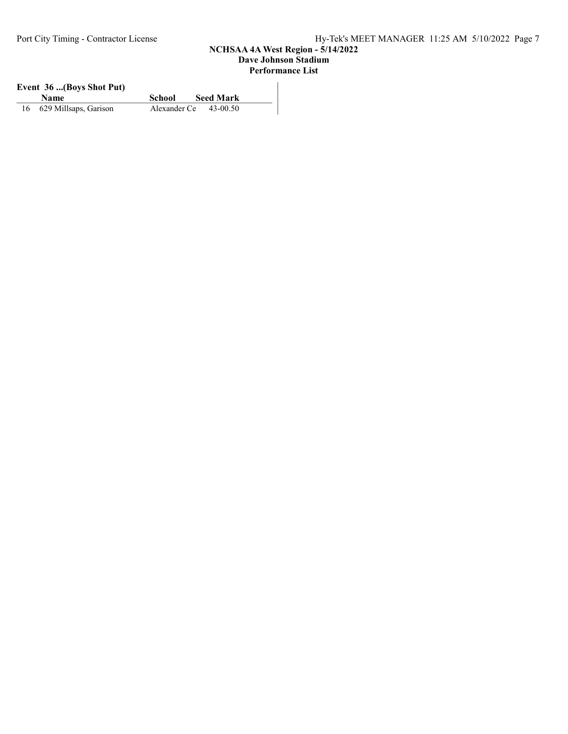**Event 36 ...(Boys Shot Put)**

| | Name | School | Seed Mark |
|---|---|---|---|
| 16 | 629 Millsaps, Garison | Alexander Ce | 43-00.50 |